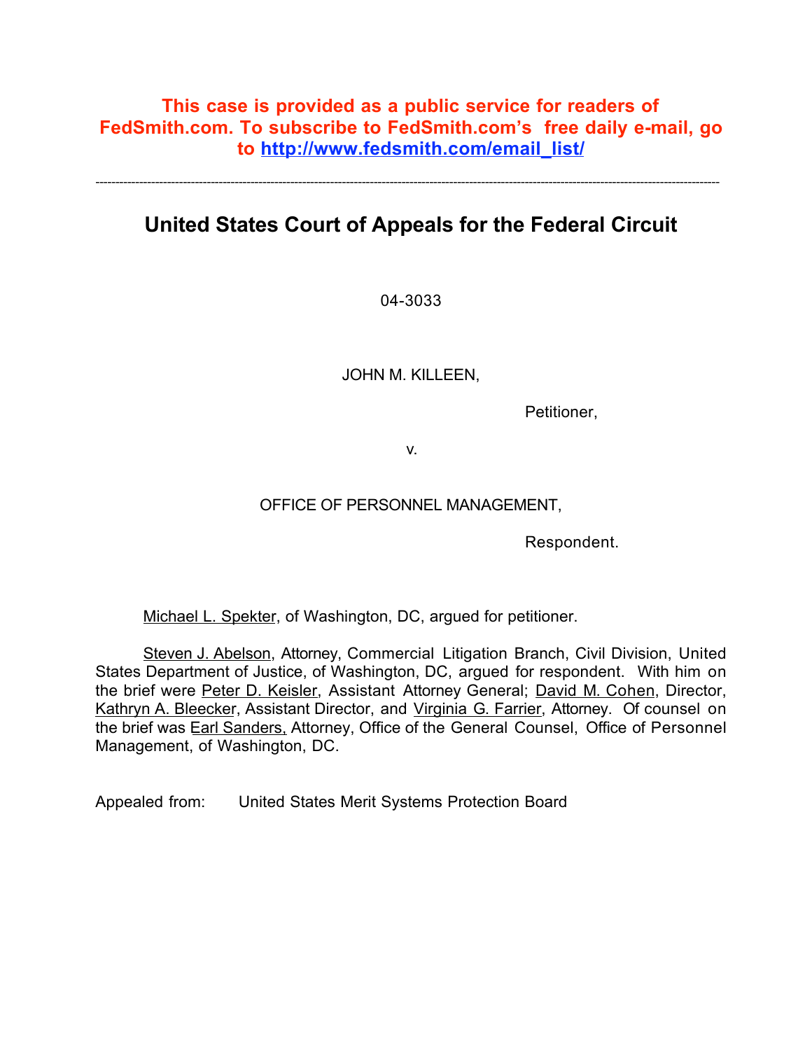**This case is provided as a public service for readers of FedSmith.com. To subscribe to FedSmith.com's free daily e-mail, go to [http://www.fedsmith.com/email_list/](http://www.fedsmith.com/email_list/)**

---

# United States Court of Appeals for the Federal Circuit

04-3033

JOHN M. KILLEEN,

Petitioner,

v.

OFFICE OF PERSONNEL MANAGEMENT,

Respondent.

Michael L. Spekter, of Washington, DC, argued for petitioner.

Steven J. Abelson, Attorney, Commercial Litigation Branch, Civil Division, United States Department of Justice, of Washington, DC, argued for respondent. With him on the brief were Peter D. Keisler, Assistant Attorney General; David M. Cohen, Director, Kathryn A. Bleecker, Assistant Director, and Virginia G. Farrier, Attorney. Of counsel on the brief was Earl Sanders, Attorney, Office of the General Counsel, Office of Personnel Management, of Washington, DC.

Appealed from: United States Merit Systems Protection Board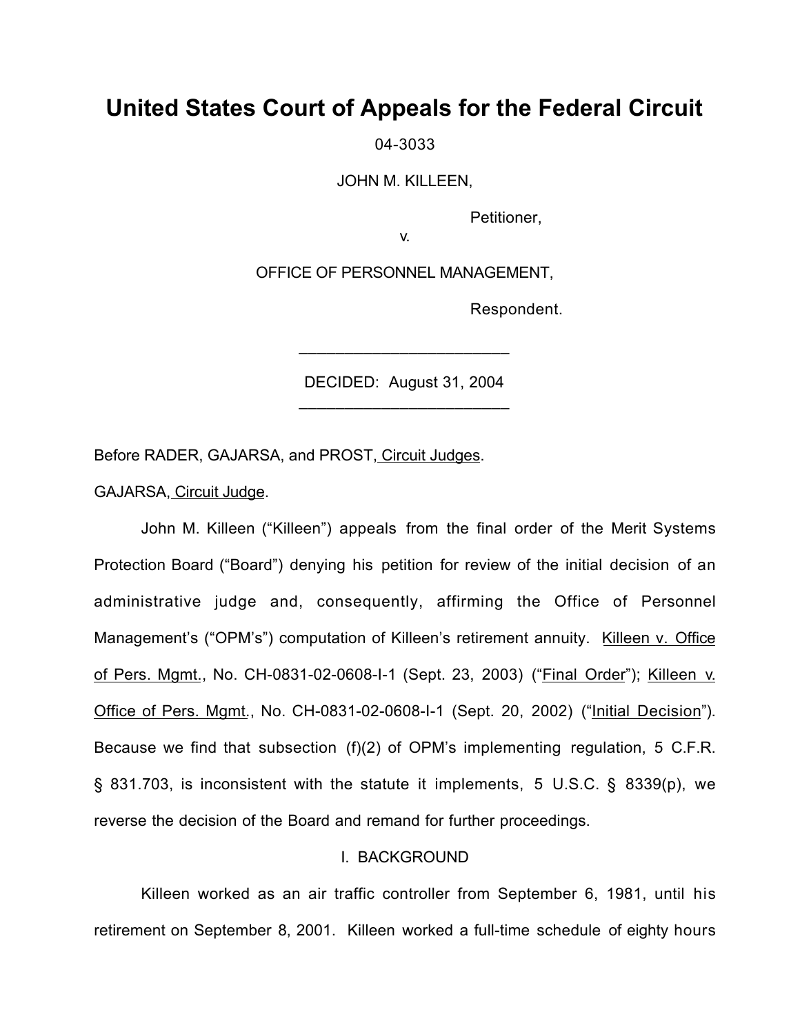# United States Court of Appeals for the Federal Circuit

04-3033

JOHN M. KILLEEN,

Petitioner,

v.

OFFICE OF PERSONNEL MANAGEMENT,

Respondent.

\_\_\_\_\_\_\_\_\_\_\_\_\_\_\_\_\_\_\_\_\_\_\_\_\_

DECIDED: August 31, 2004

\_\_\_\_\_\_\_\_\_\_\_\_\_\_\_\_\_\_\_\_\_\_\_\_\_

Before RADER, GAJARSA, and PROST, Circuit Judges.

GAJARSA, Circuit Judge.

John M. Killeen ("Killeen") appeals from the final order of the Merit Systems Protection Board ("Board") denying his petition for review of the initial decision of an administrative judge and, consequently, affirming the Office of Personnel Management's ("OPM's") computation of Killeen's retirement annuity. Killeen v. Office of Pers. Mgmt., No. CH-0831-02-0608-I-1 (Sept. 23, 2003) ("Final Order"); Killeen v. Office of Pers. Mgmt., No. CH-0831-02-0608-I-1 (Sept. 20, 2002) ("Initial Decision"). Because we find that subsection (f)(2) of OPM's implementing regulation, 5 C.F.R. § 831.703, is inconsistent with the statute it implements, 5 U.S.C. § 8339(p), we reverse the decision of the Board and remand for further proceedings.

## I. BACKGROUND

Killeen worked as an air traffic controller from September 6, 1981, until his retirement on September 8, 2001. Killeen worked a full-time schedule of eighty hours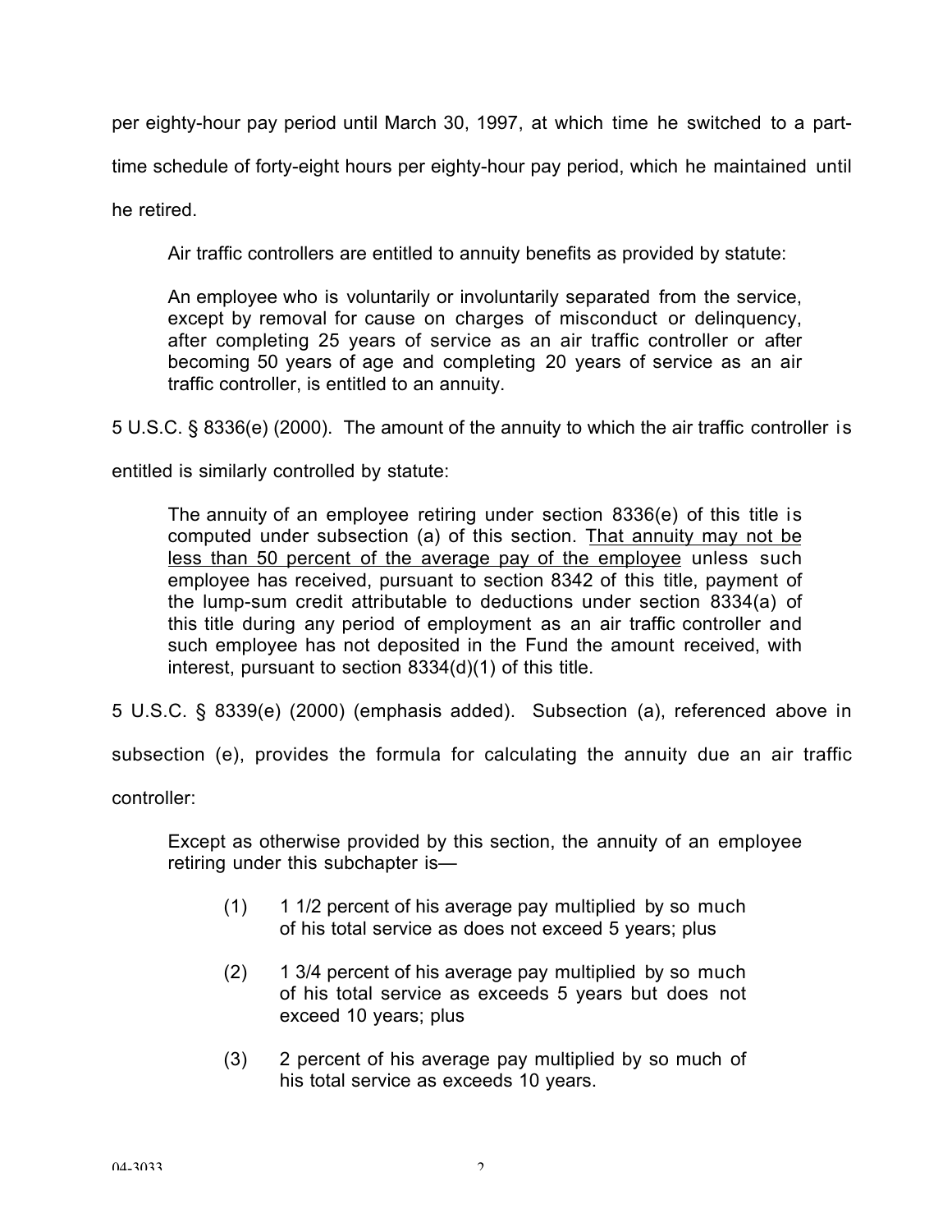per eighty-hour pay period until March 30, 1997, at which time he switched to a part-time schedule of forty-eight hours per eighty-hour pay period, which he maintained until he retired.

Air traffic controllers are entitled to annuity benefits as provided by statute:

> An employee who is voluntarily or involuntarily separated from the service, except by removal for cause on charges of misconduct or delinquency, after completing 25 years of service as an air traffic controller or after becoming 50 years of age and completing 20 years of service as an air traffic controller, is entitled to an annuity.

5 U.S.C. § 8336(e) (2000). The amount of the annuity to which the air traffic controller is entitled is similarly controlled by statute:

> The annuity of an employee retiring under section 8336(e) of this title is computed under subsection (a) of this section. <u>That annuity may not be less than 50 percent of the average pay of the employee</u> unless such employee has received, pursuant to section 8342 of this title, payment of the lump-sum credit attributable to deductions under section 8334(a) of this title during any period of employment as an air traffic controller and such employee has not deposited in the Fund the amount received, with interest, pursuant to section 8334(d)(1) of this title.

5 U.S.C. § 8339(e) (2000) (emphasis added). Subsection (a), referenced above in subsection (e), provides the formula for calculating the annuity due an air traffic controller:

> Except as otherwise provided by this section, the annuity of an employee retiring under this subchapter is—
>
> (1) 1 1/2 percent of his average pay multiplied by so much of his total service as does not exceed 5 years; plus
>
> (2) 1 3/4 percent of his average pay multiplied by so much of his total service as exceeds 5 years but does not exceed 10 years; plus
>
> (3) 2 percent of his average pay multiplied by so much of his total service as exceeds 10 years.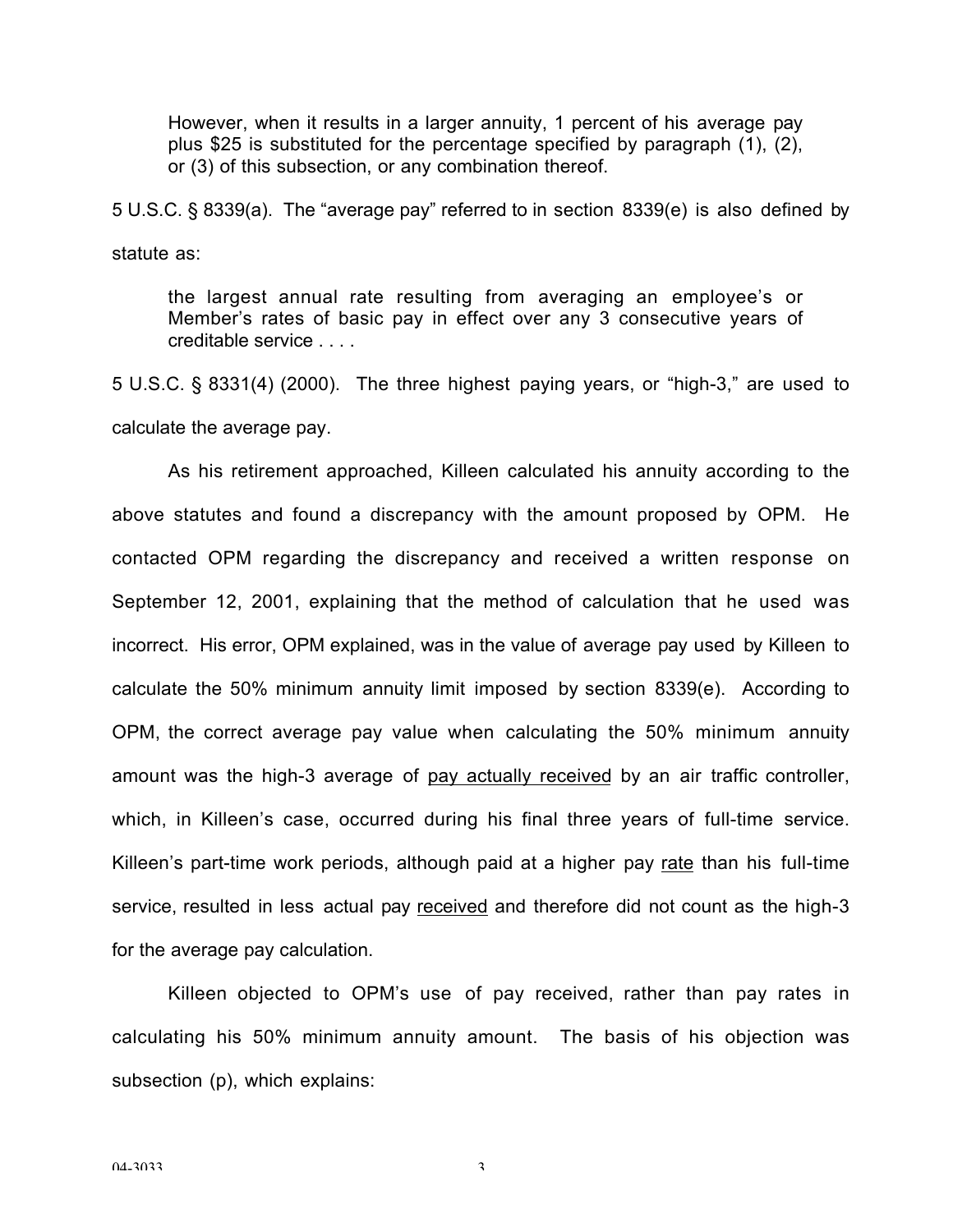> However, when it results in a larger annuity, 1 percent of his average pay plus $25 is substituted for the percentage specified by paragraph (1), (2), or (3) of this subsection, or any combination thereof.

5 U.S.C. § 8339(a). The "average pay" referred to in section 8339(e) is also defined by statute as:

> the largest annual rate resulting from averaging an employee's or Member's rates of basic pay in effect over any 3 consecutive years of creditable service . . . .

5 U.S.C. § 8331(4) (2000). The three highest paying years, or "high-3," are used to calculate the average pay.

As his retirement approached, Killeen calculated his annuity according to the above statutes and found a discrepancy with the amount proposed by OPM. He contacted OPM regarding the discrepancy and received a written response on September 12, 2001, explaining that the method of calculation that he used was incorrect. His error, OPM explained, was in the value of average pay used by Killeen to calculate the 50% minimum annuity limit imposed by section 8339(e). According to OPM, the correct average pay value when calculating the 50% minimum annuity amount was the high-3 average of <u>pay actually received</u> by an air traffic controller, which, in Killeen's case, occurred during his final three years of full-time service. Killeen's part-time work periods, although paid at a higher pay <u>rate</u> than his full-time service, resulted in less actual pay <u>received</u> and therefore did not count as the high-3 for the average pay calculation.

Killeen objected to OPM's use of pay received, rather than pay rates in calculating his 50% minimum annuity amount. The basis of his objection was subsection (p), which explains: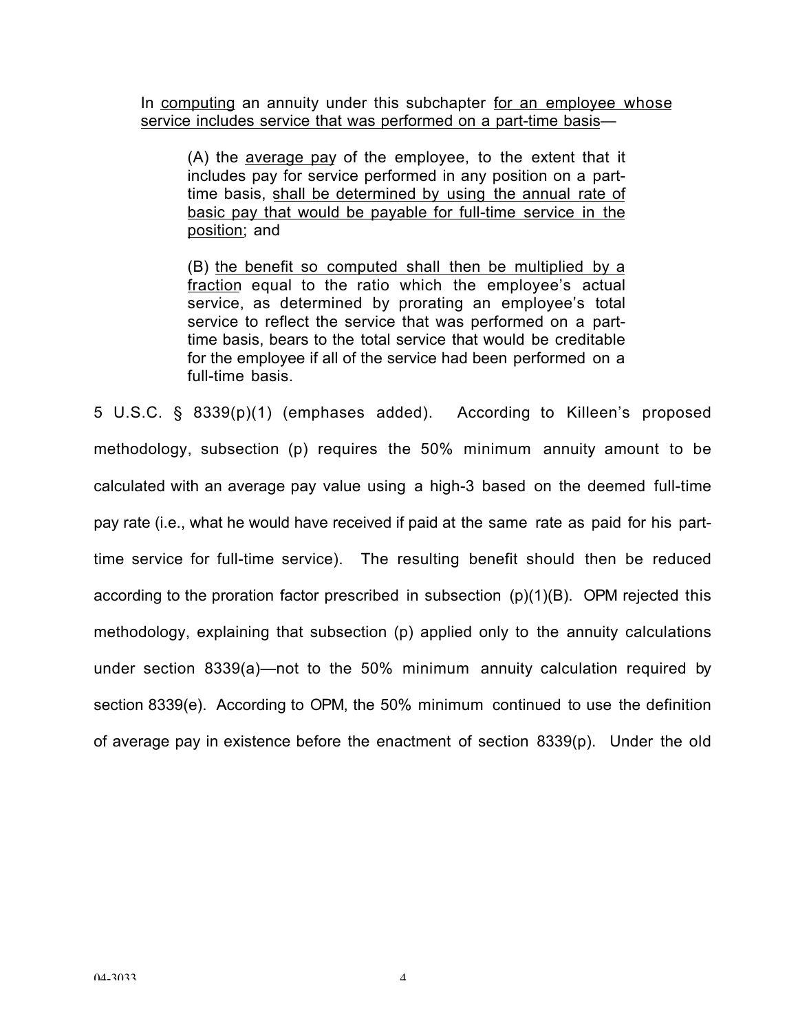> In <u>computing</u> an annuity under this subchapter <u>for an employee whose service includes service that was performed on a part-time basis</u>—
>
> > (A) the <u>average pay</u> of the employee, to the extent that it includes pay for service performed in any position on a part-time basis, <u>shall be determined by using the annual rate of basic pay that would be payable for full-time service in the position</u>; and
> >
> > (B) <u>the benefit so computed shall then be multiplied by a fraction</u> equal to the ratio which the employee's actual service, as determined by prorating an employee's total service to reflect the service that was performed on a part-time basis, bears to the total service that would be creditable for the employee if all of the service had been performed on a full-time basis.

5 U.S.C. § 8339(p)(1) (emphases added). According to Killeen's proposed methodology, subsection (p) requires the 50% minimum annuity amount to be calculated with an average pay value using a high-3 based on the deemed full-time pay rate (i.e., what he would have received if paid at the same rate as paid for his part-time service for full-time service). The resulting benefit should then be reduced according to the proration factor prescribed in subsection (p)(1)(B). OPM rejected this methodology, explaining that subsection (p) applied only to the annuity calculations under section 8339(a)—not to the 50% minimum annuity calculation required by section 8339(e). According to OPM, the 50% minimum continued to use the definition of average pay in existence before the enactment of section 8339(p). Under the old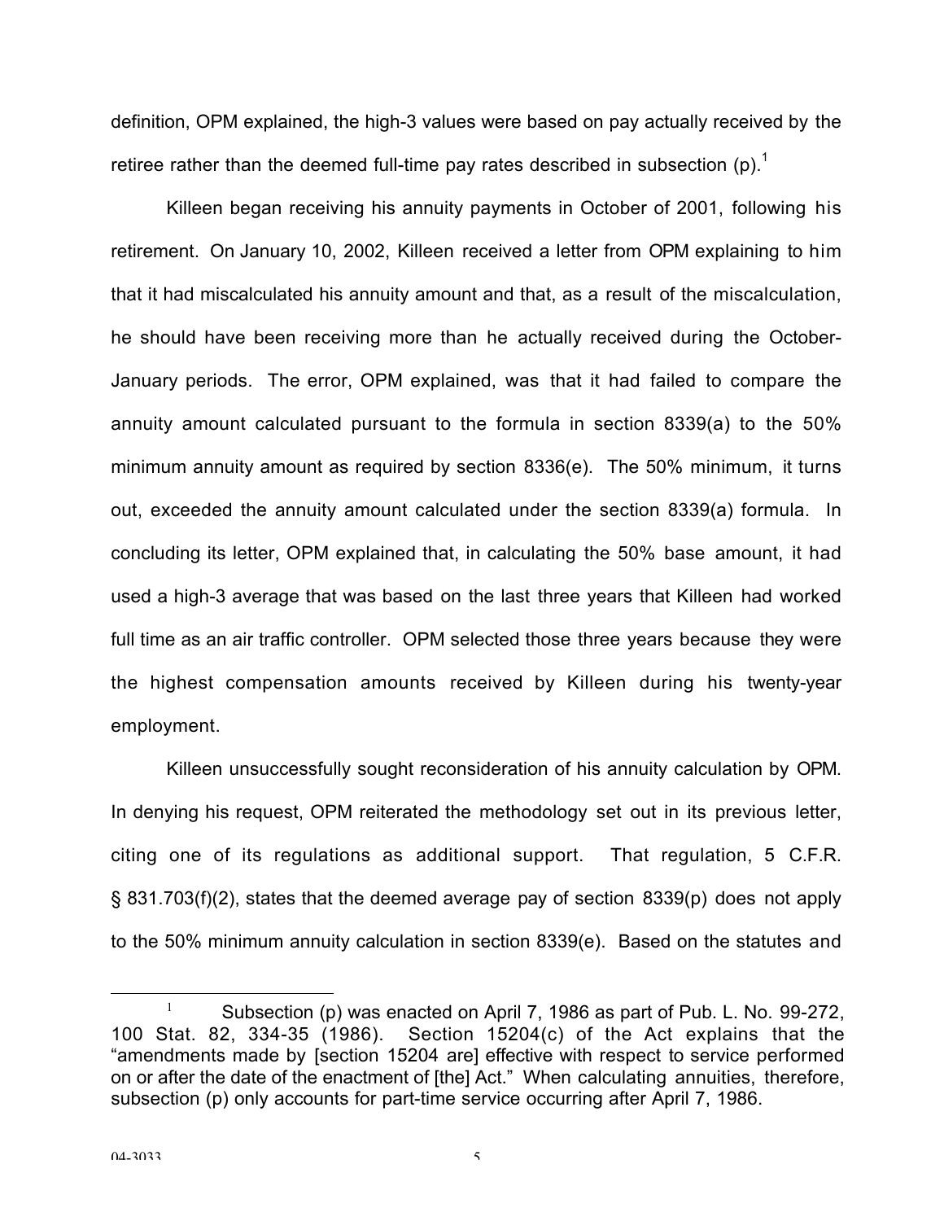definition, OPM explained, the high-3 values were based on pay actually received by the retiree rather than the deemed full-time pay rates described in subsection (p).[1]

Killeen began receiving his annuity payments in October of 2001, following his retirement. On January 10, 2002, Killeen received a letter from OPM explaining to him that it had miscalculated his annuity amount and that, as a result of the miscalculation, he should have been receiving more than he actually received during the October-January periods. The error, OPM explained, was that it had failed to compare the annuity amount calculated pursuant to the formula in section 8339(a) to the 50% minimum annuity amount as required by section 8336(e). The 50% minimum, it turns out, exceeded the annuity amount calculated under the section 8339(a) formula. In concluding its letter, OPM explained that, in calculating the 50% base amount, it had used a high-3 average that was based on the last three years that Killeen had worked full time as an air traffic controller. OPM selected those three years because they were the highest compensation amounts received by Killeen during his twenty-year employment.

Killeen unsuccessfully sought reconsideration of his annuity calculation by OPM. In denying his request, OPM reiterated the methodology set out in its previous letter, citing one of its regulations as additional support. That regulation, 5 C.F.R. § 831.703(f)(2), states that the deemed average pay of section 8339(p) does not apply to the 50% minimum annuity calculation in section 8339(e). Based on the statutes and

[1] Subsection (p) was enacted on April 7, 1986 as part of Pub. L. No. 99-272, 100 Stat. 82, 334-35 (1986). Section 15204(c) of the Act explains that the "amendments made by [section 15204 are] effective with respect to service performed on or after the date of the enactment of [the] Act." When calculating annuities, therefore, subsection (p) only accounts for part-time service occurring after April 7, 1986.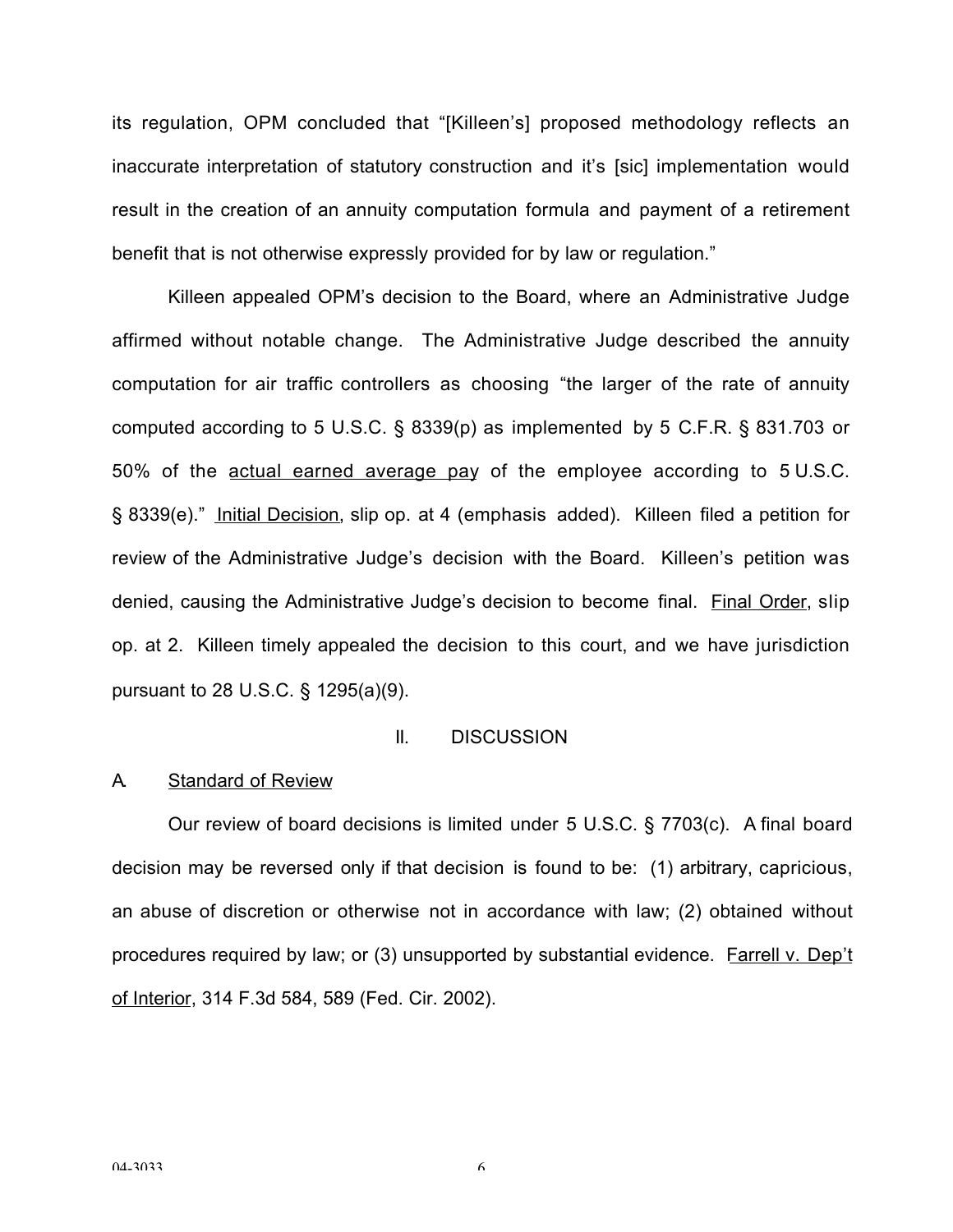its regulation, OPM concluded that "[Killeen's] proposed methodology reflects an inaccurate interpretation of statutory construction and it's [sic] implementation would result in the creation of an annuity computation formula and payment of a retirement benefit that is not otherwise expressly provided for by law or regulation."

Killeen appealed OPM's decision to the Board, where an Administrative Judge affirmed without notable change. The Administrative Judge described the annuity computation for air traffic controllers as choosing "the larger of the rate of annuity computed according to 5 U.S.C. § 8339(p) as implemented by 5 C.F.R. § 831.703 or 50% of the actual earned average pay of the employee according to 5 U.S.C. § 8339(e)." Initial Decision, slip op. at 4 (emphasis added). Killeen filed a petition for review of the Administrative Judge's decision with the Board. Killeen's petition was denied, causing the Administrative Judge's decision to become final. Final Order, slip op. at 2. Killeen timely appealed the decision to this court, and we have jurisdiction pursuant to 28 U.S.C. § 1295(a)(9).

## II. DISCUSSION

### A. Standard of Review

Our review of board decisions is limited under 5 U.S.C. § 7703(c). A final board decision may be reversed only if that decision is found to be: (1) arbitrary, capricious, an abuse of discretion or otherwise not in accordance with law; (2) obtained without procedures required by law; or (3) unsupported by substantial evidence. Farrell v. Dep't of Interior, 314 F.3d 584, 589 (Fed. Cir. 2002).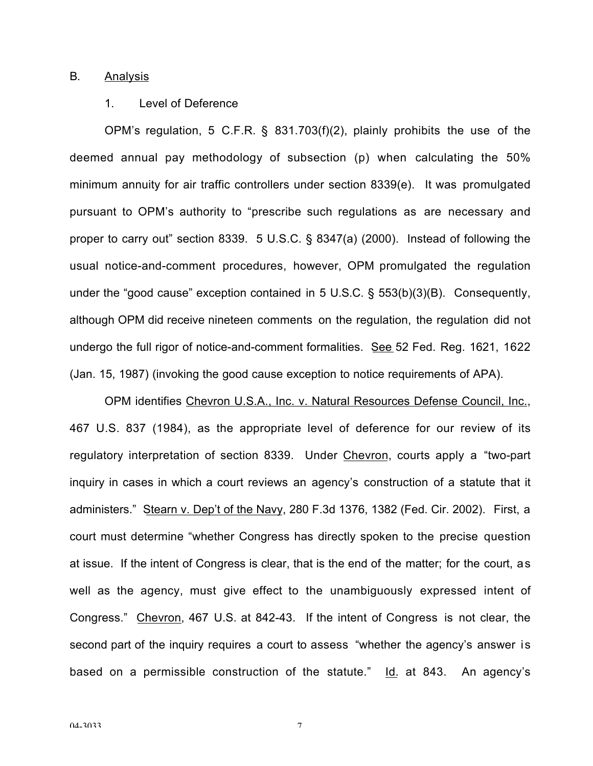B. Analysis

1. Level of Deference

OPM's regulation, 5 C.F.R. § 831.703(f)(2), plainly prohibits the use of the deemed annual pay methodology of subsection (p) when calculating the 50% minimum annuity for air traffic controllers under section 8339(e). It was promulgated pursuant to OPM's authority to "prescribe such regulations as are necessary and proper to carry out" section 8339. 5 U.S.C. § 8347(a) (2000). Instead of following the usual notice-and-comment procedures, however, OPM promulgated the regulation under the "good cause" exception contained in 5 U.S.C. § 553(b)(3)(B). Consequently, although OPM did receive nineteen comments on the regulation, the regulation did not undergo the full rigor of notice-and-comment formalities. See 52 Fed. Reg. 1621, 1622 (Jan. 15, 1987) (invoking the good cause exception to notice requirements of APA).

OPM identifies Chevron U.S.A., Inc. v. Natural Resources Defense Council, Inc., 467 U.S. 837 (1984), as the appropriate level of deference for our review of its regulatory interpretation of section 8339. Under Chevron, courts apply a "two-part inquiry in cases in which a court reviews an agency's construction of a statute that it administers." Stearn v. Dep't of the Navy, 280 F.3d 1376, 1382 (Fed. Cir. 2002). First, a court must determine "whether Congress has directly spoken to the precise question at issue. If the intent of Congress is clear, that is the end of the matter; for the court, as well as the agency, must give effect to the unambiguously expressed intent of Congress." Chevron, 467 U.S. at 842-43. If the intent of Congress is not clear, the second part of the inquiry requires a court to assess "whether the agency's answer is based on a permissible construction of the statute." Id. at 843. An agency's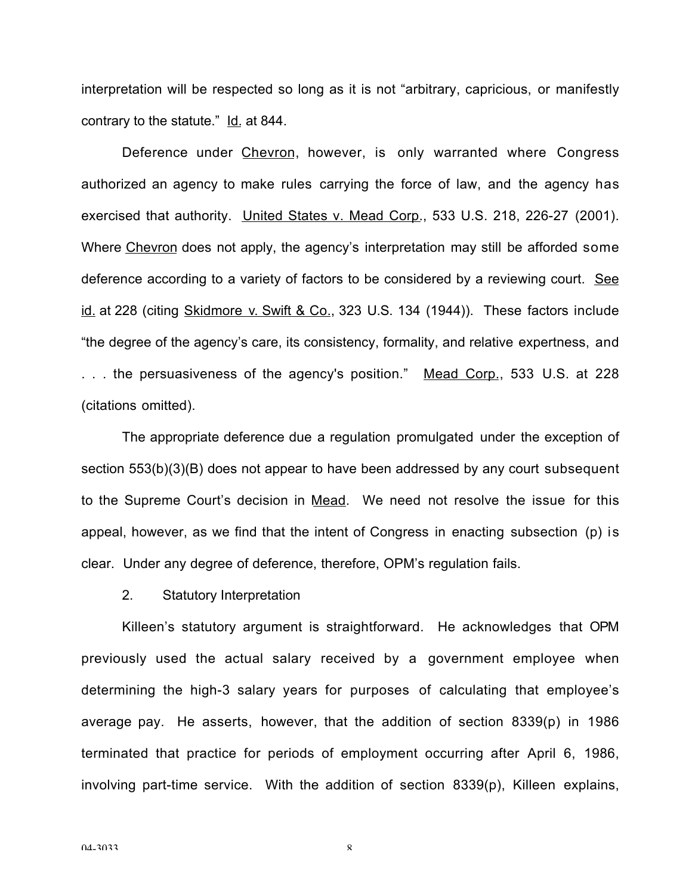interpretation will be respected so long as it is not "arbitrary, capricious, or manifestly contrary to the statute." Id. at 844.

Deference under Chevron, however, is only warranted where Congress authorized an agency to make rules carrying the force of law, and the agency has exercised that authority. United States v. Mead Corp., 533 U.S. 218, 226-27 (2001). Where Chevron does not apply, the agency's interpretation may still be afforded some deference according to a variety of factors to be considered by a reviewing court. See id. at 228 (citing Skidmore v. Swift & Co., 323 U.S. 134 (1944)). These factors include "the degree of the agency's care, its consistency, formality, and relative expertness, and . . . the persuasiveness of the agency's position." Mead Corp., 533 U.S. at 228 (citations omitted).

The appropriate deference due a regulation promulgated under the exception of section 553(b)(3)(B) does not appear to have been addressed by any court subsequent to the Supreme Court's decision in Mead. We need not resolve the issue for this appeal, however, as we find that the intent of Congress in enacting subsection (p) is clear. Under any degree of deference, therefore, OPM's regulation fails.

2. Statutory Interpretation

Killeen's statutory argument is straightforward. He acknowledges that OPM previously used the actual salary received by a government employee when determining the high-3 salary years for purposes of calculating that employee's average pay. He asserts, however, that the addition of section 8339(p) in 1986 terminated that practice for periods of employment occurring after April 6, 1986, involving part-time service. With the addition of section 8339(p), Killeen explains,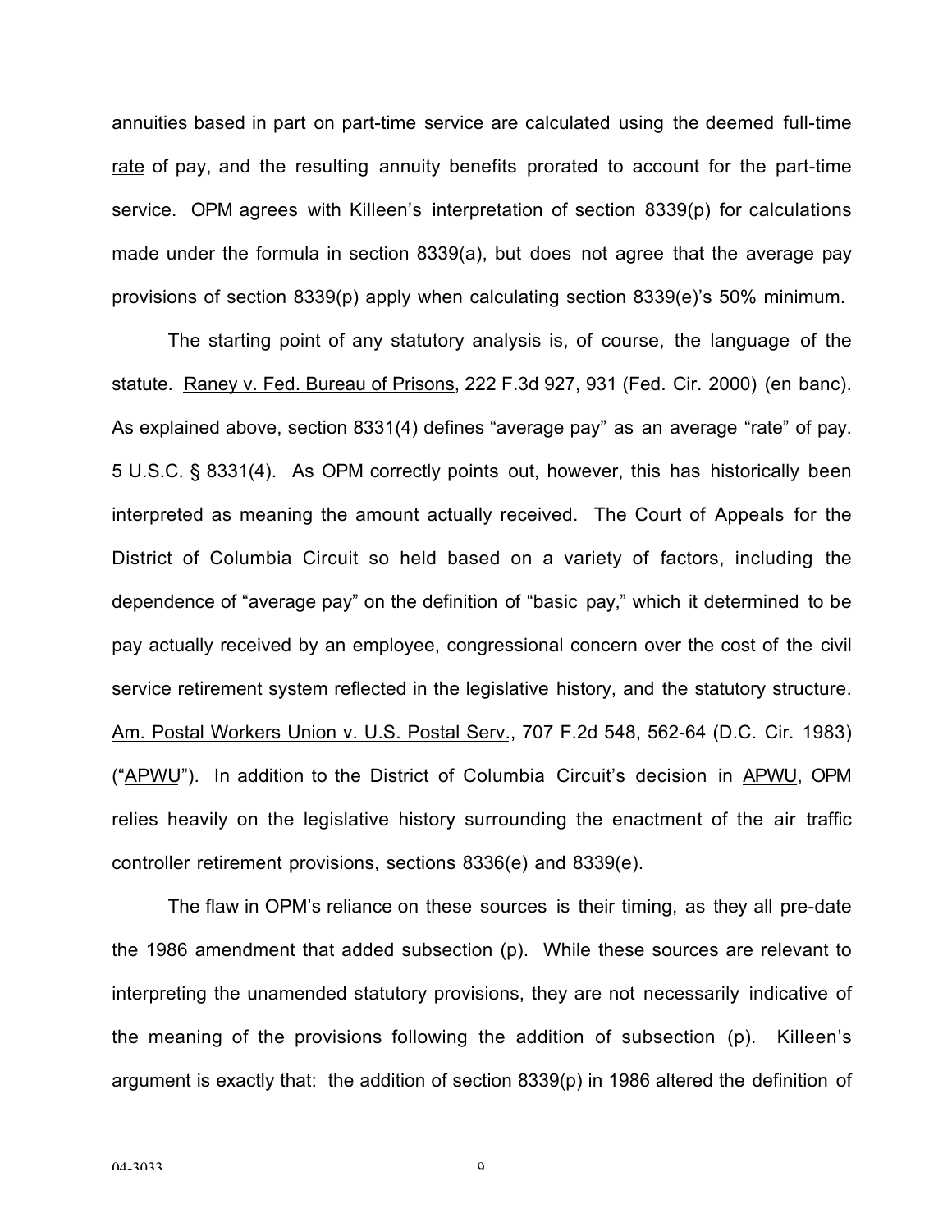annuities based in part on part-time service are calculated using the deemed full-time rate of pay, and the resulting annuity benefits prorated to account for the part-time service. OPM agrees with Killeen's interpretation of section 8339(p) for calculations made under the formula in section 8339(a), but does not agree that the average pay provisions of section 8339(p) apply when calculating section 8339(e)'s 50% minimum.

The starting point of any statutory analysis is, of course, the language of the statute. Raney v. Fed. Bureau of Prisons, 222 F.3d 927, 931 (Fed. Cir. 2000) (en banc). As explained above, section 8331(4) defines "average pay" as an average "rate" of pay. 5 U.S.C. § 8331(4). As OPM correctly points out, however, this has historically been interpreted as meaning the amount actually received. The Court of Appeals for the District of Columbia Circuit so held based on a variety of factors, including the dependence of "average pay" on the definition of "basic pay," which it determined to be pay actually received by an employee, congressional concern over the cost of the civil service retirement system reflected in the legislative history, and the statutory structure. Am. Postal Workers Union v. U.S. Postal Serv., 707 F.2d 548, 562-64 (D.C. Cir. 1983) ("APWU"). In addition to the District of Columbia Circuit's decision in APWU, OPM relies heavily on the legislative history surrounding the enactment of the air traffic controller retirement provisions, sections 8336(e) and 8339(e).

The flaw in OPM's reliance on these sources is their timing, as they all pre-date the 1986 amendment that added subsection (p). While these sources are relevant to interpreting the unamended statutory provisions, they are not necessarily indicative of the meaning of the provisions following the addition of subsection (p). Killeen's argument is exactly that: the addition of section 8339(p) in 1986 altered the definition of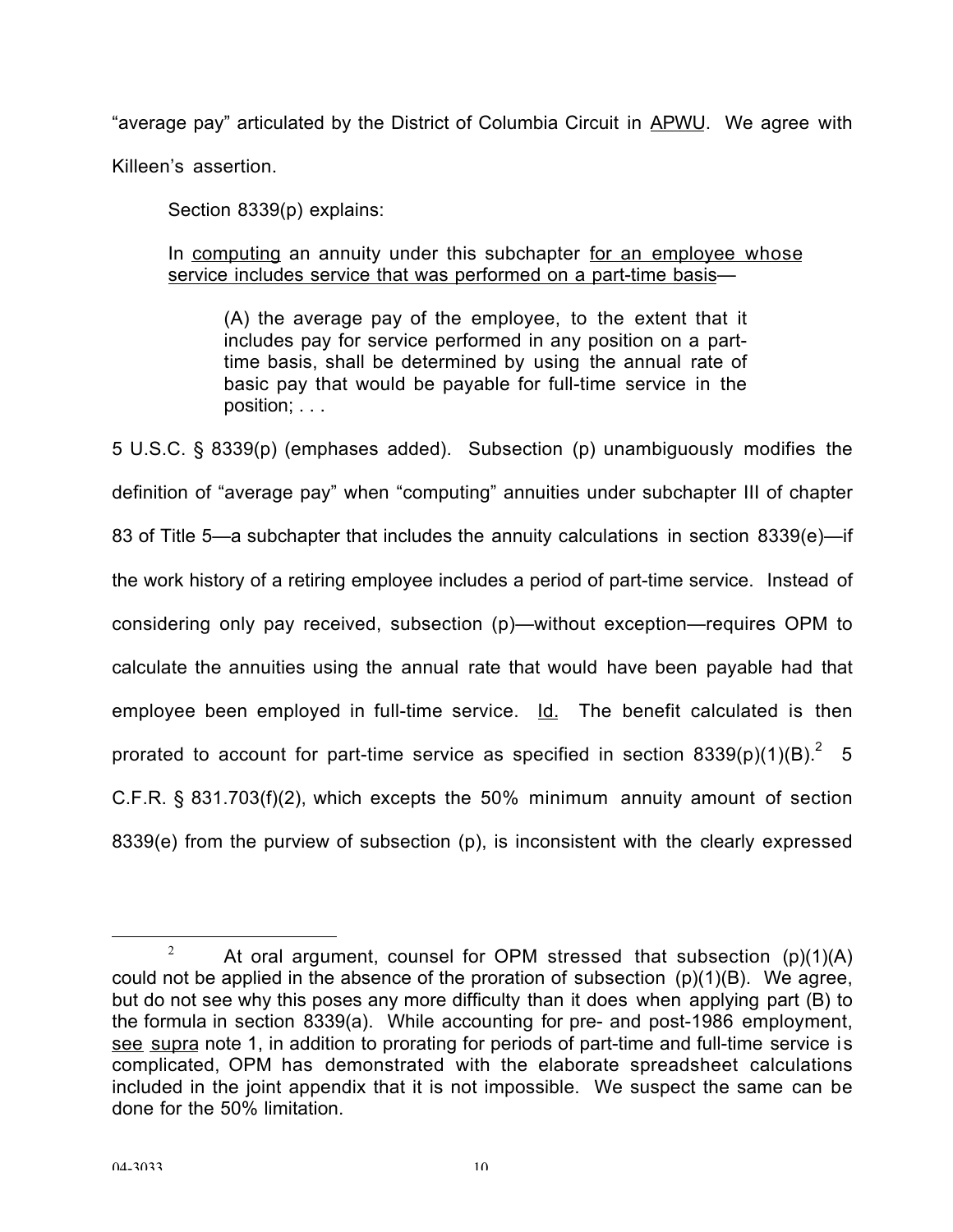"average pay" articulated by the District of Columbia Circuit in APWU. We agree with Killeen's assertion.

Section 8339(p) explains:

> In computing an annuity under this subchapter for an employee whose service includes service that was performed on a part-time basis—
>
> > (A) the average pay of the employee, to the extent that it includes pay for service performed in any position on a part-time basis, shall be determined by using the annual rate of basic pay that would be payable for full-time service in the position; . . .

5 U.S.C. § 8339(p) (emphases added). Subsection (p) unambiguously modifies the definition of "average pay" when "computing" annuities under subchapter III of chapter 83 of Title 5—a subchapter that includes the annuity calculations in section 8339(e)—if the work history of a retiring employee includes a period of part-time service. Instead of considering only pay received, subsection (p)—without exception—requires OPM to calculate the annuities using the annual rate that would have been payable had that employee been employed in full-time service. Id. The benefit calculated is then prorated to account for part-time service as specified in section 8339(p)(1)(B).[2] 5 C.F.R. § 831.703(f)(2), which excepts the 50% minimum annuity amount of section 8339(e) from the purview of subsection (p), is inconsistent with the clearly expressed

---

[2] At oral argument, counsel for OPM stressed that subsection (p)(1)(A) could not be applied in the absence of the proration of subsection (p)(1)(B). We agree, but do not see why this poses any more difficulty than it does when applying part (B) to the formula in section 8339(a). While accounting for pre- and post-1986 employment, see supra note 1, in addition to prorating for periods of part-time and full-time service is complicated, OPM has demonstrated with the elaborate spreadsheet calculations included in the joint appendix that it is not impossible. We suspect the same can be done for the 50% limitation.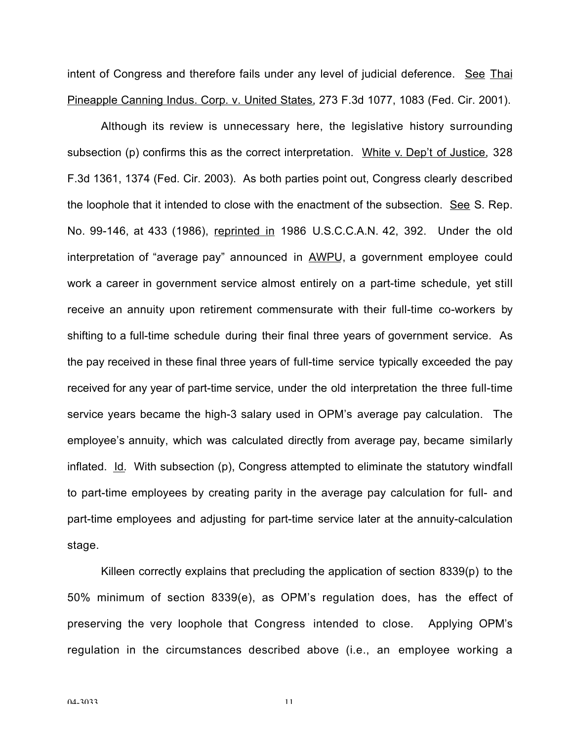intent of Congress and therefore fails under any level of judicial deference. See Thai Pineapple Canning Indus. Corp. v. United States, 273 F.3d 1077, 1083 (Fed. Cir. 2001).

Although its review is unnecessary here, the legislative history surrounding subsection (p) confirms this as the correct interpretation. White v. Dep't of Justice, 328 F.3d 1361, 1374 (Fed. Cir. 2003). As both parties point out, Congress clearly described the loophole that it intended to close with the enactment of the subsection. See S. Rep. No. 99-146, at 433 (1986), reprinted in 1986 U.S.C.C.A.N. 42, 392. Under the old interpretation of "average pay" announced in AWPU, a government employee could work a career in government service almost entirely on a part-time schedule, yet still receive an annuity upon retirement commensurate with their full-time co-workers by shifting to a full-time schedule during their final three years of government service. As the pay received in these final three years of full-time service typically exceeded the pay received for any year of part-time service, under the old interpretation the three full-time service years became the high-3 salary used in OPM's average pay calculation. The employee's annuity, which was calculated directly from average pay, became similarly inflated. Id. With subsection (p), Congress attempted to eliminate the statutory windfall to part-time employees by creating parity in the average pay calculation for full- and part-time employees and adjusting for part-time service later at the annuity-calculation stage.

Killeen correctly explains that precluding the application of section 8339(p) to the 50% minimum of section 8339(e), as OPM's regulation does, has the effect of preserving the very loophole that Congress intended to close. Applying OPM's regulation in the circumstances described above (i.e., an employee working a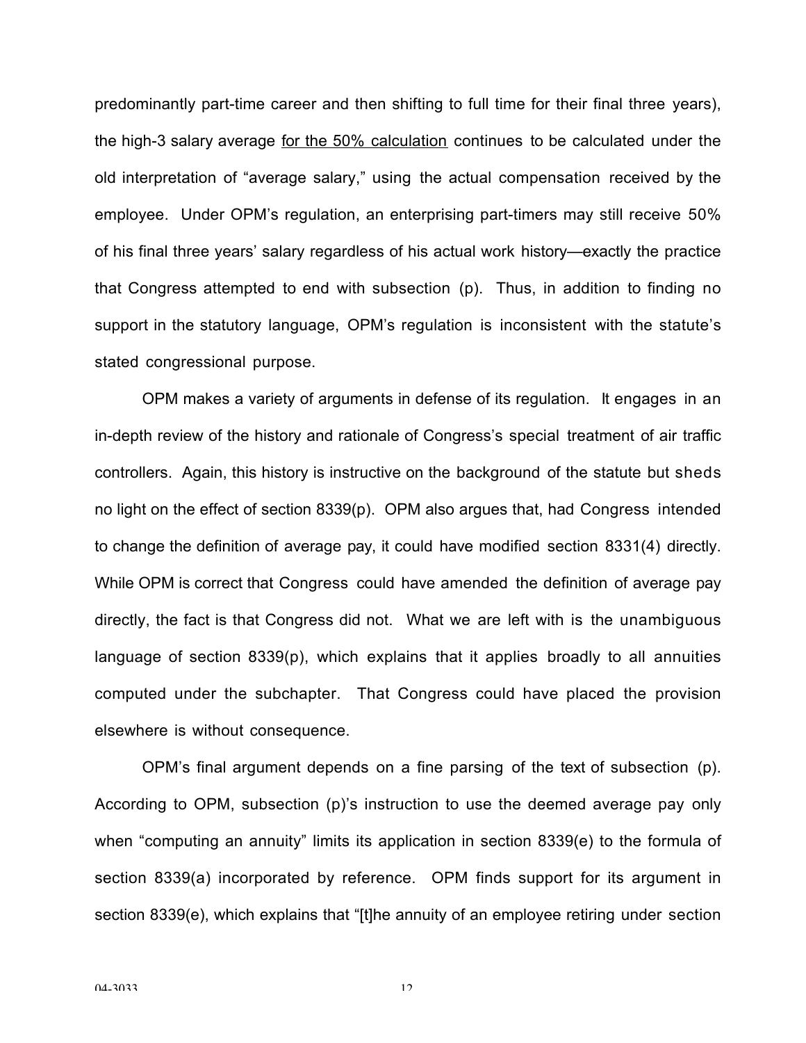predominantly part-time career and then shifting to full time for their final three years), the high-3 salary average <u>for the 50% calculation</u> continues to be calculated under the old interpretation of "average salary," using the actual compensation received by the employee. Under OPM's regulation, an enterprising part-timers may still receive 50% of his final three years' salary regardless of his actual work history—exactly the practice that Congress attempted to end with subsection (p). Thus, in addition to finding no support in the statutory language, OPM's regulation is inconsistent with the statute's stated congressional purpose.

OPM makes a variety of arguments in defense of its regulation. It engages in an in-depth review of the history and rationale of Congress's special treatment of air traffic controllers. Again, this history is instructive on the background of the statute but sheds no light on the effect of section 8339(p). OPM also argues that, had Congress intended to change the definition of average pay, it could have modified section 8331(4) directly. While OPM is correct that Congress could have amended the definition of average pay directly, the fact is that Congress did not. What we are left with is the unambiguous language of section 8339(p), which explains that it applies broadly to all annuities computed under the subchapter. That Congress could have placed the provision elsewhere is without consequence.

OPM's final argument depends on a fine parsing of the text of subsection (p). According to OPM, subsection (p)'s instruction to use the deemed average pay only when "computing an annuity" limits its application in section 8339(e) to the formula of section 8339(a) incorporated by reference. OPM finds support for its argument in section 8339(e), which explains that "[t]he annuity of an employee retiring under section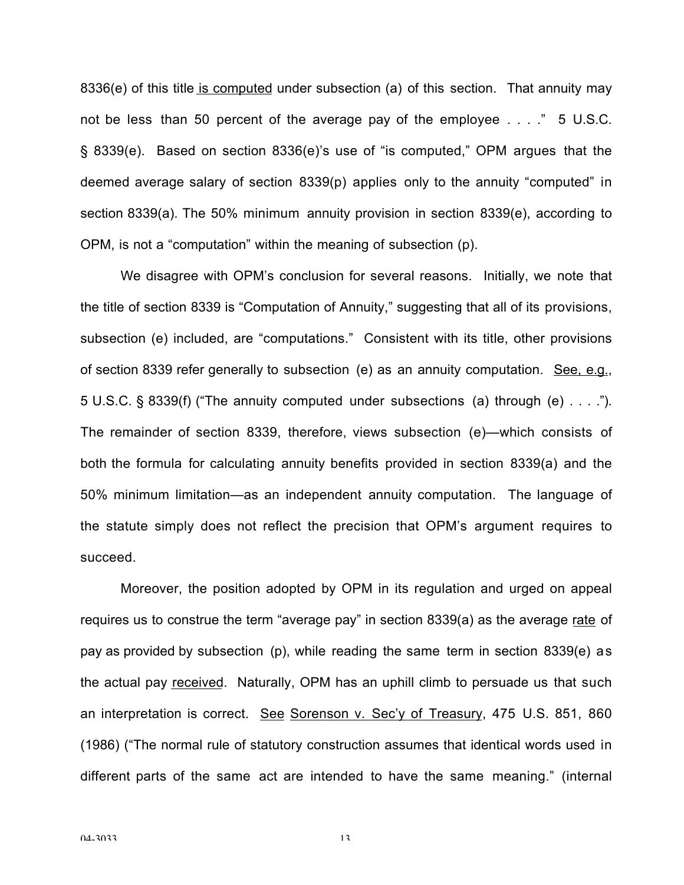8336(e) of this title is computed under subsection (a) of this section. That annuity may not be less than 50 percent of the average pay of the employee . . . ." 5 U.S.C. § 8339(e). Based on section 8336(e)'s use of "is computed," OPM argues that the deemed average salary of section 8339(p) applies only to the annuity "computed" in section 8339(a). The 50% minimum annuity provision in section 8339(e), according to OPM, is not a "computation" within the meaning of subsection (p).

We disagree with OPM's conclusion for several reasons. Initially, we note that the title of section 8339 is "Computation of Annuity," suggesting that all of its provisions, subsection (e) included, are "computations." Consistent with its title, other provisions of section 8339 refer generally to subsection (e) as an annuity computation. See, e.g., 5 U.S.C. § 8339(f) ("The annuity computed under subsections (a) through (e) . . . ."). The remainder of section 8339, therefore, views subsection (e)—which consists of both the formula for calculating annuity benefits provided in section 8339(a) and the 50% minimum limitation—as an independent annuity computation. The language of the statute simply does not reflect the precision that OPM's argument requires to succeed.

Moreover, the position adopted by OPM in its regulation and urged on appeal requires us to construe the term "average pay" in section 8339(a) as the average rate of pay as provided by subsection (p), while reading the same term in section 8339(e) as the actual pay received. Naturally, OPM has an uphill climb to persuade us that such an interpretation is correct. See Sorenson v. Sec'y of Treasury, 475 U.S. 851, 860 (1986) ("The normal rule of statutory construction assumes that identical words used in different parts of the same act are intended to have the same meaning." (internal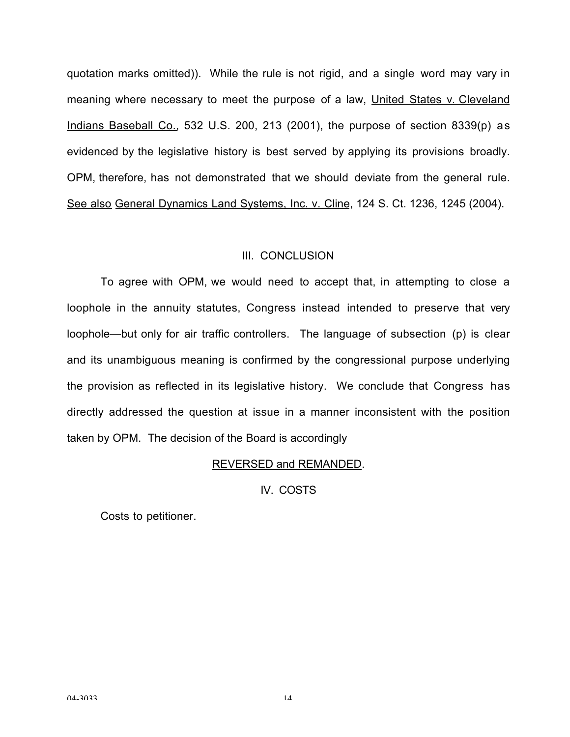quotation marks omitted)). While the rule is not rigid, and a single word may vary in meaning where necessary to meet the purpose of a law, United States v. Cleveland Indians Baseball Co., 532 U.S. 200, 213 (2001), the purpose of section 8339(p) as evidenced by the legislative history is best served by applying its provisions broadly. OPM, therefore, has not demonstrated that we should deviate from the general rule. See also General Dynamics Land Systems, Inc. v. Cline, 124 S. Ct. 1236, 1245 (2004).

## III. CONCLUSION

To agree with OPM, we would need to accept that, in attempting to close a loophole in the annuity statutes, Congress instead intended to preserve that very loophole—but only for air traffic controllers. The language of subsection (p) is clear and its unambiguous meaning is confirmed by the congressional purpose underlying the provision as reflected in its legislative history. We conclude that Congress has directly addressed the question at issue in a manner inconsistent with the position taken by OPM. The decision of the Board is accordingly

REVERSED and REMANDED.

## IV. COSTS

Costs to petitioner.